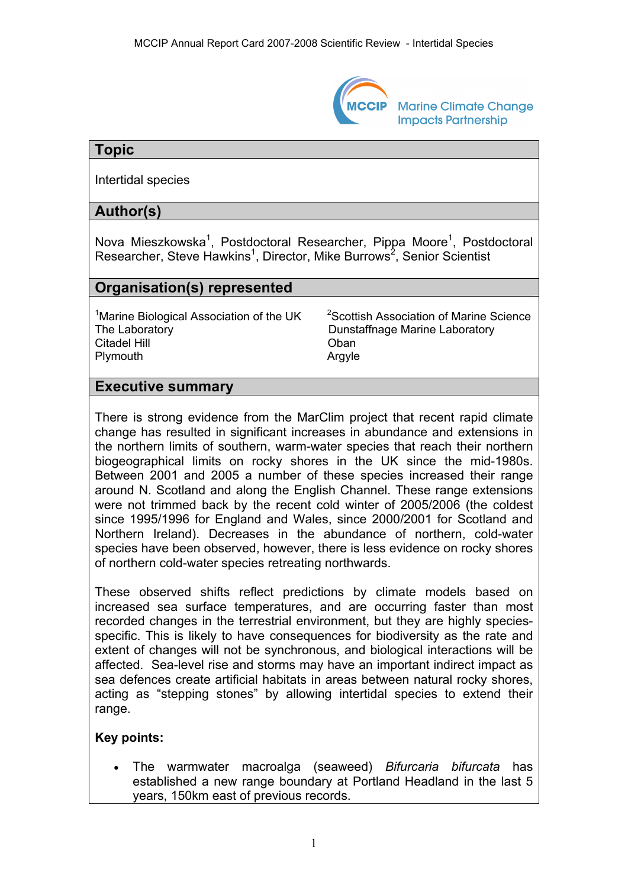## Topic

Intertidal species

## Author(s)

Nova Mieszkowska[1], Postdoctoral Researcher, Pippa Moore[1], Postdoctoral Researcher, Steve Hawkins[1], Director, Mike Burrows[2], Senior Scientist

## Organisation(s) represented

[1]Marine Biological Association of the UK
The Laboratory
Citadel Hill
Plymouth

[2]Scottish Association of Marine Science
Dunstaffnage Marine Laboratory
Oban
Argyle

## Executive summary

There is strong evidence from the MarClim project that recent rapid climate change has resulted in significant increases in abundance and extensions in the northern limits of southern, warm-water species that reach their northern biogeographical limits on rocky shores in the UK since the mid-1980s. Between 2001 and 2005 a number of these species increased their range around N. Scotland and along the English Channel. These range extensions were not trimmed back by the recent cold winter of 2005/2006 (the coldest since 1995/1996 for England and Wales, since 2000/2001 for Scotland and Northern Ireland). Decreases in the abundance of northern, cold-water species have been observed, however, there is less evidence on rocky shores of northern cold-water species retreating northwards.

These observed shifts reflect predictions by climate models based on increased sea surface temperatures, and are occurring faster than most recorded changes in the terrestrial environment, but they are highly species-specific. This is likely to have consequences for biodiversity as the rate and extent of changes will not be synchronous, and biological interactions will be affected. Sea-level rise and storms may have an important indirect impact as sea defences create artificial habitats in areas between natural rocky shores, acting as "stepping stones" by allowing intertidal species to extend their range.

**Key points:**

- The warmwater macroalga (seaweed) *Bifurcaria bifurcata* has established a new range boundary at Portland Headland in the last 5 years, 150km east of previous records.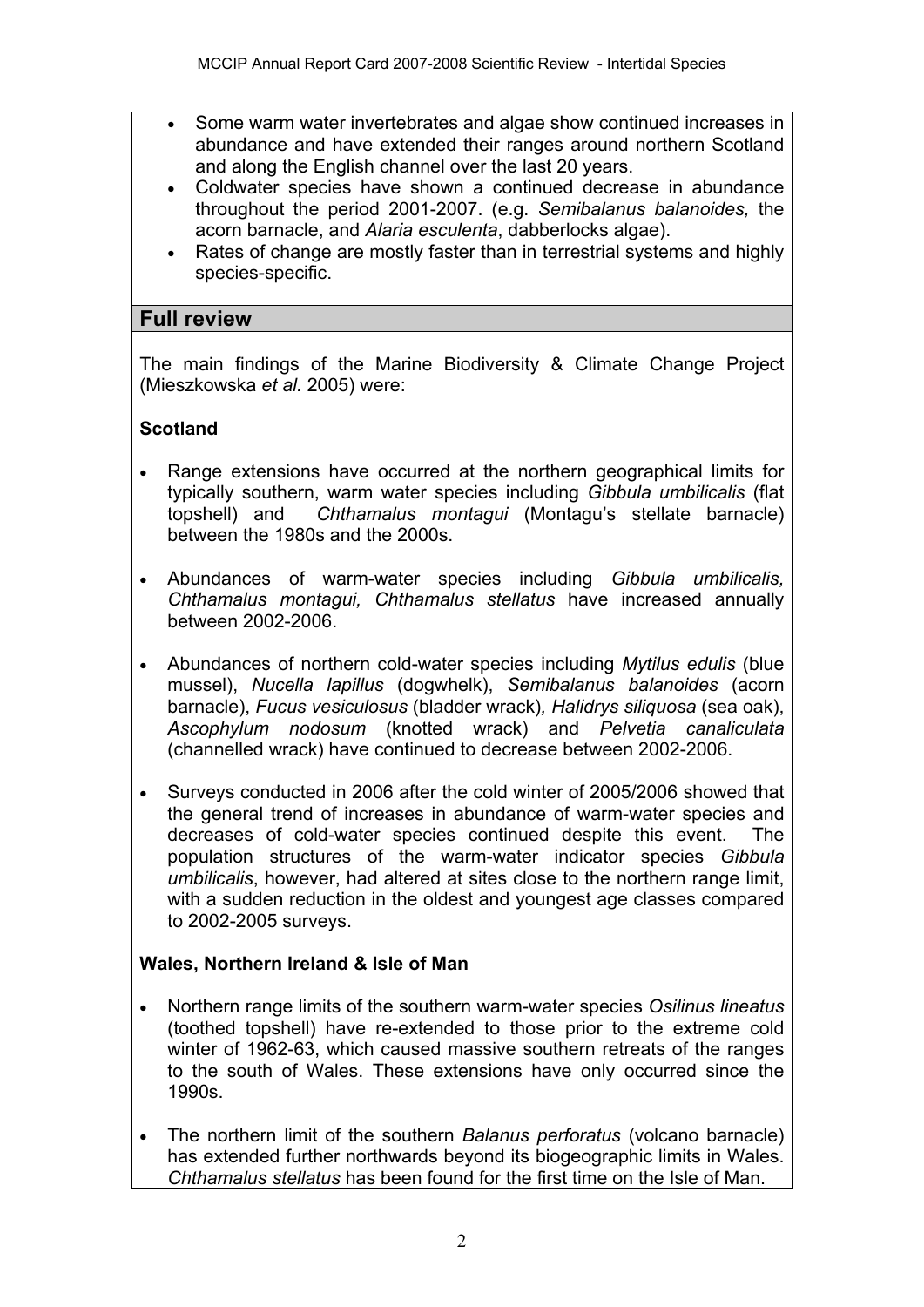- Some warm water invertebrates and algae show continued increases in abundance and have extended their ranges around northern Scotland and along the English channel over the last 20 years.
- Coldwater species have shown a continued decrease in abundance throughout the period 2001-2007. (e.g. *Semibalanus balanoides,* the acorn barnacle, and *Alaria esculenta*, dabberlocks algae).
- Rates of change are mostly faster than in terrestrial systems and highly species-specific.

## Full review

The main findings of the Marine Biodiversity & Climate Change Project (Mieszkowska *et al.* 2005) were:

**Scotland**

- Range extensions have occurred at the northern geographical limits for typically southern, warm water species including *Gibbula umbilicalis* (flat topshell) and *Chthamalus montagui* (Montagu's stellate barnacle) between the 1980s and the 2000s.
- Abundances of warm-water species including *Gibbula umbilicalis, Chthamalus montagui, Chthamalus stellatus* have increased annually between 2002-2006.
- Abundances of northern cold-water species including *Mytilus edulis* (blue mussel), *Nucella lapillus* (dogwhelk), *Semibalanus balanoides* (acorn barnacle), *Fucus vesiculosus* (bladder wrack), *Halidrys siliquosa* (sea oak), *Ascophylum nodosum* (knotted wrack) and *Pelvetia canaliculata* (channelled wrack) have continued to decrease between 2002-2006.
- Surveys conducted in 2006 after the cold winter of 2005/2006 showed that the general trend of increases in abundance of warm-water species and decreases of cold-water species continued despite this event. The population structures of the warm-water indicator species *Gibbula umbilicalis*, however, had altered at sites close to the northern range limit, with a sudden reduction in the oldest and youngest age classes compared to 2002-2005 surveys.

**Wales, Northern Ireland & Isle of Man**

- Northern range limits of the southern warm-water species *Osilinus lineatus* (toothed topshell) have re-extended to those prior to the extreme cold winter of 1962-63, which caused massive southern retreats of the ranges to the south of Wales. These extensions have only occurred since the 1990s.
- The northern limit of the southern *Balanus perforatus* (volcano barnacle) has extended further northwards beyond its biogeographic limits in Wales. *Chthamalus stellatus* has been found for the first time on the Isle of Man.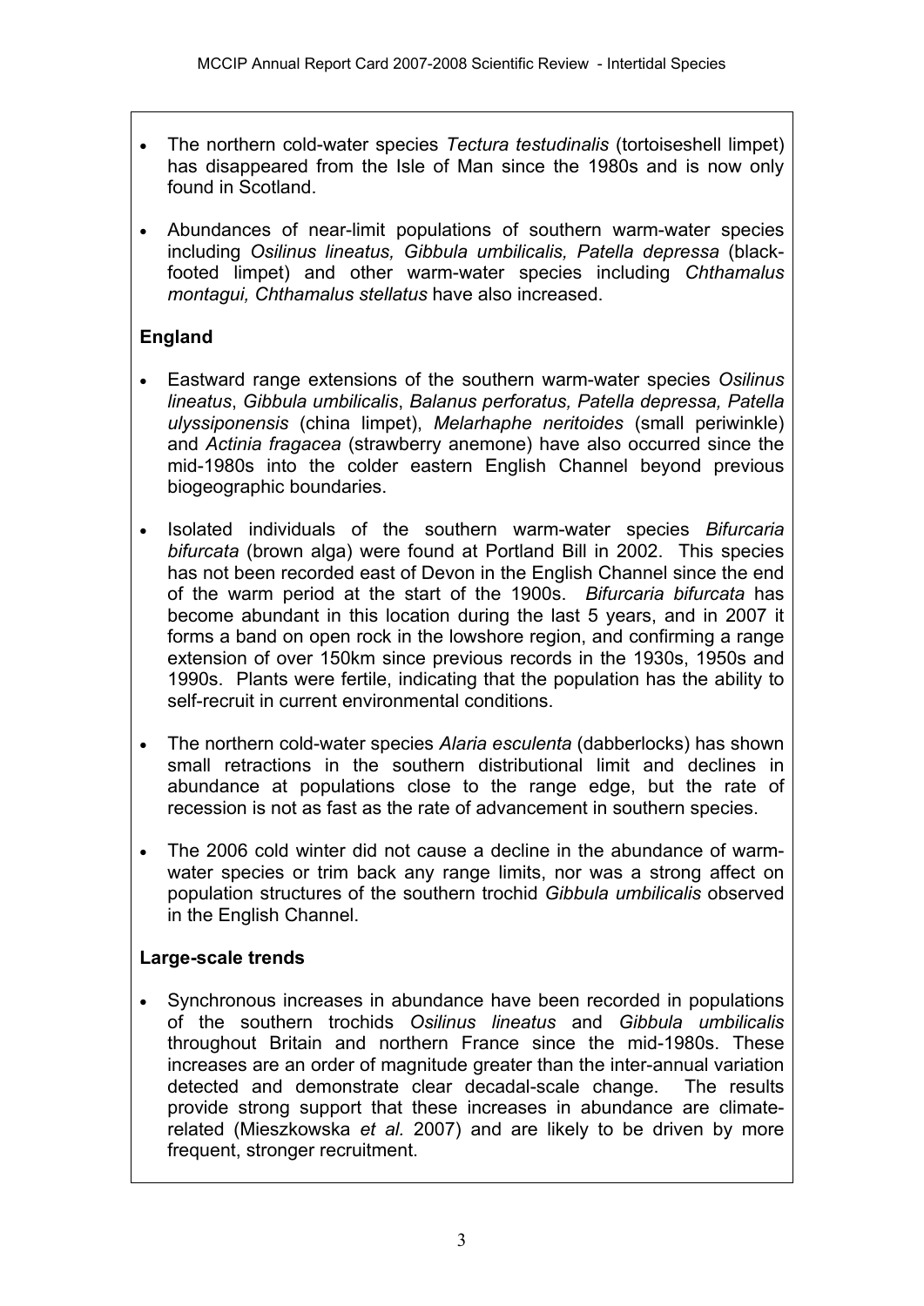- The northern cold-water species *Tectura testudinalis* (tortoiseshell limpet) has disappeared from the Isle of Man since the 1980s and is now only found in Scotland.
- Abundances of near-limit populations of southern warm-water species including *Osilinus lineatus, Gibbula umbilicalis, Patella depressa* (black-footed limpet) and other warm-water species including *Chthamalus montagui, Chthamalus stellatus* have also increased.

**England**

- Eastward range extensions of the southern warm-water species *Osilinus lineatus*, *Gibbula umbilicalis*, *Balanus perforatus, Patella depressa, Patella ulyssiponensis* (china limpet), *Melarhaphe neritoides* (small periwinkle) and *Actinia fragacea* (strawberry anemone) have also occurred since the mid-1980s into the colder eastern English Channel beyond previous biogeographic boundaries.
- Isolated individuals of the southern warm-water species *Bifurcaria bifurcata* (brown alga) were found at Portland Bill in 2002. This species has not been recorded east of Devon in the English Channel since the end of the warm period at the start of the 1900s. *Bifurcaria bifurcata* has become abundant in this location during the last 5 years, and in 2007 it forms a band on open rock in the lowshore region, and confirming a range extension of over 150km since previous records in the 1930s, 1950s and 1990s. Plants were fertile, indicating that the population has the ability to self-recruit in current environmental conditions.
- The northern cold-water species *Alaria esculenta* (dabberlocks) has shown small retractions in the southern distributional limit and declines in abundance at populations close to the range edge, but the rate of recession is not as fast as the rate of advancement in southern species.
- The 2006 cold winter did not cause a decline in the abundance of warm-water species or trim back any range limits, nor was a strong affect on population structures of the southern trochid *Gibbula umbilicalis* observed in the English Channel.

**Large-scale trends**

- Synchronous increases in abundance have been recorded in populations of the southern trochids *Osilinus lineatus* and *Gibbula umbilicalis* throughout Britain and northern France since the mid-1980s. These increases are an order of magnitude greater than the inter-annual variation detected and demonstrate clear decadal-scale change. The results provide strong support that these increases in abundance are climate-related (Mieszkowska *et al.* 2007) and are likely to be driven by more frequent, stronger recruitment.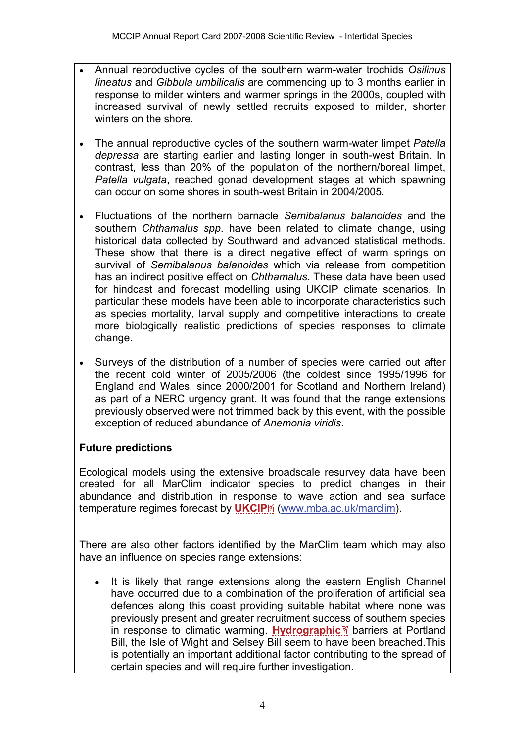- Annual reproductive cycles of the southern warm-water trochids *Osilinus lineatus* and *Gibbula umbilicalis* are commencing up to 3 months earlier in response to milder winters and warmer springs in the 2000s, coupled with increased survival of newly settled recruits exposed to milder, shorter winters on the shore.

- The annual reproductive cycles of the southern warm-water limpet *Patella depressa* are starting earlier and lasting longer in south-west Britain. In contrast, less than 20% of the population of the northern/boreal limpet, *Patella vulgata*, reached gonad development stages at which spawning can occur on some shores in south-west Britain in 2004/2005.

- Fluctuations of the northern barnacle *Semibalanus balanoides* and the southern *Chthamalus spp*. have been related to climate change, using historical data collected by Southward and advanced statistical methods. These show that there is a direct negative effect of warm springs on survival of *Semibalanus balanoides* which via release from competition has an indirect positive effect on *Chthamalus*. These data have been used for hindcast and forecast modelling using UKCIP climate scenarios. In particular these models have been able to incorporate characteristics such as species mortality, larval supply and competitive interactions to create more biologically realistic predictions of species responses to climate change.

- Surveys of the distribution of a number of species were carried out after the recent cold winter of 2005/2006 (the coldest since 1995/1996 for England and Wales, since 2000/2001 for Scotland and Northern Ireland) as part of a NERC urgency grant. It was found that the range extensions previously observed were not trimmed back by this event, with the possible exception of reduced abundance of *Anemonia viridis*.

**Future predictions**

Ecological models using the extensive broadscale resurvey data have been created for all MarClim indicator species to predict changes in their abundance and distribution in response to wave action and sea surface temperature regimes forecast by **UKCIP** (www.mba.ac.uk/marclim).

There are also other factors identified by the MarClim team which may also have an influence on species range extensions:

- It is likely that range extensions along the eastern English Channel have occurred due to a combination of the proliferation of artificial sea defences along this coast providing suitable habitat where none was previously present and greater recruitment success of southern species in response to climatic warming. **Hydrographic** barriers at Portland Bill, the Isle of Wight and Selsey Bill seem to have been breached.This is potentially an important additional factor contributing to the spread of certain species and will require further investigation.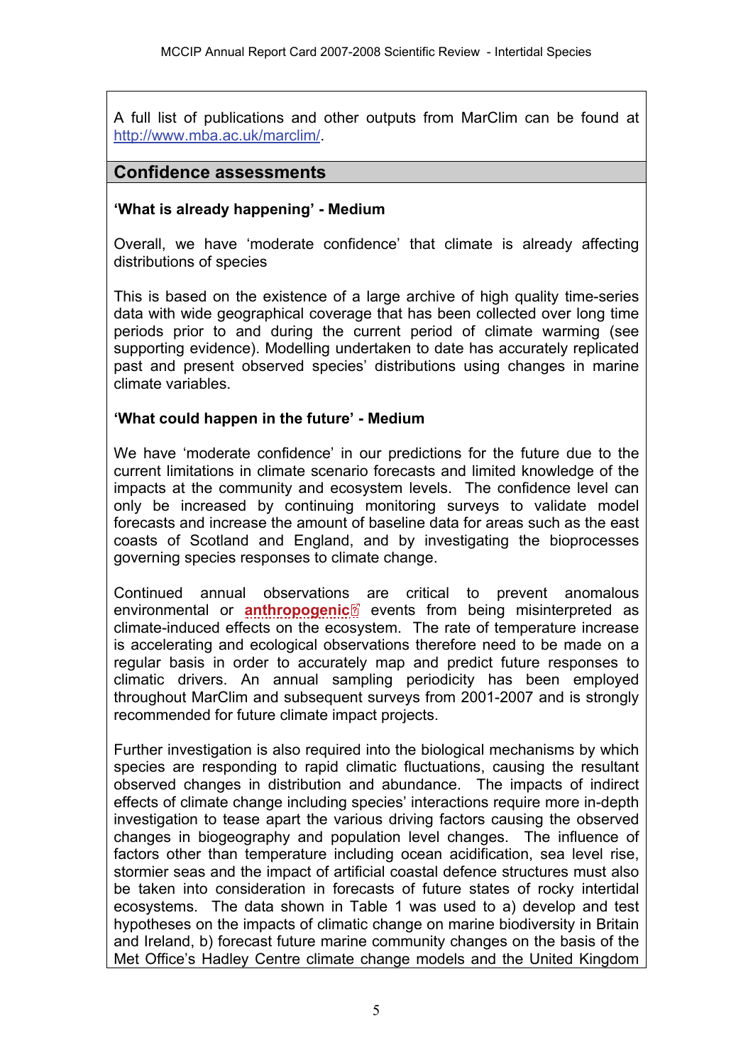A full list of publications and other outputs from MarClim can be found at http://www.mba.ac.uk/marclim/.

## Confidence assessments

**'What is already happening' - Medium**

Overall, we have 'moderate confidence' that climate is already affecting distributions of species

This is based on the existence of a large archive of high quality time-series data with wide geographical coverage that has been collected over long time periods prior to and during the current period of climate warming (see supporting evidence). Modelling undertaken to date has accurately replicated past and present observed species' distributions using changes in marine climate variables.

**'What could happen in the future' - Medium**

We have 'moderate confidence' in our predictions for the future due to the current limitations in climate scenario forecasts and limited knowledge of the impacts at the community and ecosystem levels. The confidence level can only be increased by continuing monitoring surveys to validate model forecasts and increase the amount of baseline data for areas such as the east coasts of Scotland and England, and by investigating the bioprocesses governing species responses to climate change.

Continued annual observations are critical to prevent anomalous environmental or **anthropogenic** events from being misinterpreted as climate-induced effects on the ecosystem. The rate of temperature increase is accelerating and ecological observations therefore need to be made on a regular basis in order to accurately map and predict future responses to climatic drivers. An annual sampling periodicity has been employed throughout MarClim and subsequent surveys from 2001-2007 and is strongly recommended for future climate impact projects.

Further investigation is also required into the biological mechanisms by which species are responding to rapid climatic fluctuations, causing the resultant observed changes in distribution and abundance. The impacts of indirect effects of climate change including species' interactions require more in-depth investigation to tease apart the various driving factors causing the observed changes in biogeography and population level changes. The influence of factors other than temperature including ocean acidification, sea level rise, stormier seas and the impact of artificial coastal defence structures must also be taken into consideration in forecasts of future states of rocky intertidal ecosystems. The data shown in Table 1 was used to a) develop and test hypotheses on the impacts of climatic change on marine biodiversity in Britain and Ireland, b) forecast future marine community changes on the basis of the Met Office's Hadley Centre climate change models and the United Kingdom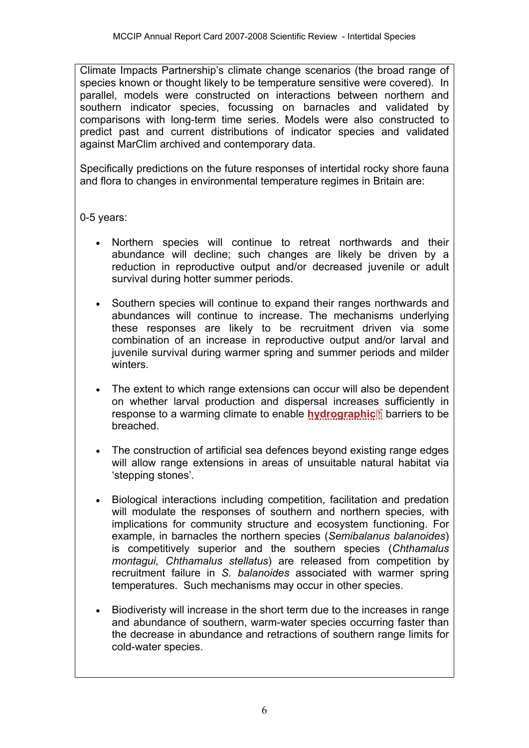Climate Impacts Partnership's climate change scenarios (the broad range of species known or thought likely to be temperature sensitive were covered). In parallel, models were constructed on interactions between northern and southern indicator species, focussing on barnacles and validated by comparisons with long-term time series. Models were also constructed to predict past and current distributions of indicator species and validated against MarClim archived and contemporary data.

Specifically predictions on the future responses of intertidal rocky shore fauna and flora to changes in environmental temperature regimes in Britain are:

0-5 years:

- Northern species will continue to retreat northwards and their abundance will decline; such changes are likely be driven by a reduction in reproductive output and/or decreased juvenile or adult survival during hotter summer periods.
- Southern species will continue to expand their ranges northwards and abundances will continue to increase. The mechanisms underlying these responses are likely to be recruitment driven via some combination of an increase in reproductive output and/or larval and juvenile survival during warmer spring and summer periods and milder winters.
- The extent to which range extensions can occur will also be dependent on whether larval production and dispersal increases sufficiently in response to a warming climate to enable **hydrographic** barriers to be breached.
- The construction of artificial sea defences beyond existing range edges will allow range extensions in areas of unsuitable natural habitat via 'stepping stones'.
- Biological interactions including competition, facilitation and predation will modulate the responses of southern and northern species, with implications for community structure and ecosystem functioning. For example, in barnacles the northern species (*Semibalanus balanoides*) is competitively superior and the southern species (*Chthamalus montagui, Chthamalus stellatus*) are released from competition by recruitment failure in *S. balanoides* associated with warmer spring temperatures. Such mechanisms may occur in other species.
- Biodiveristy will increase in the short term due to the increases in range and abundance of southern, warm-water species occurring faster than the decrease in abundance and retractions of southern range limits for cold-water species.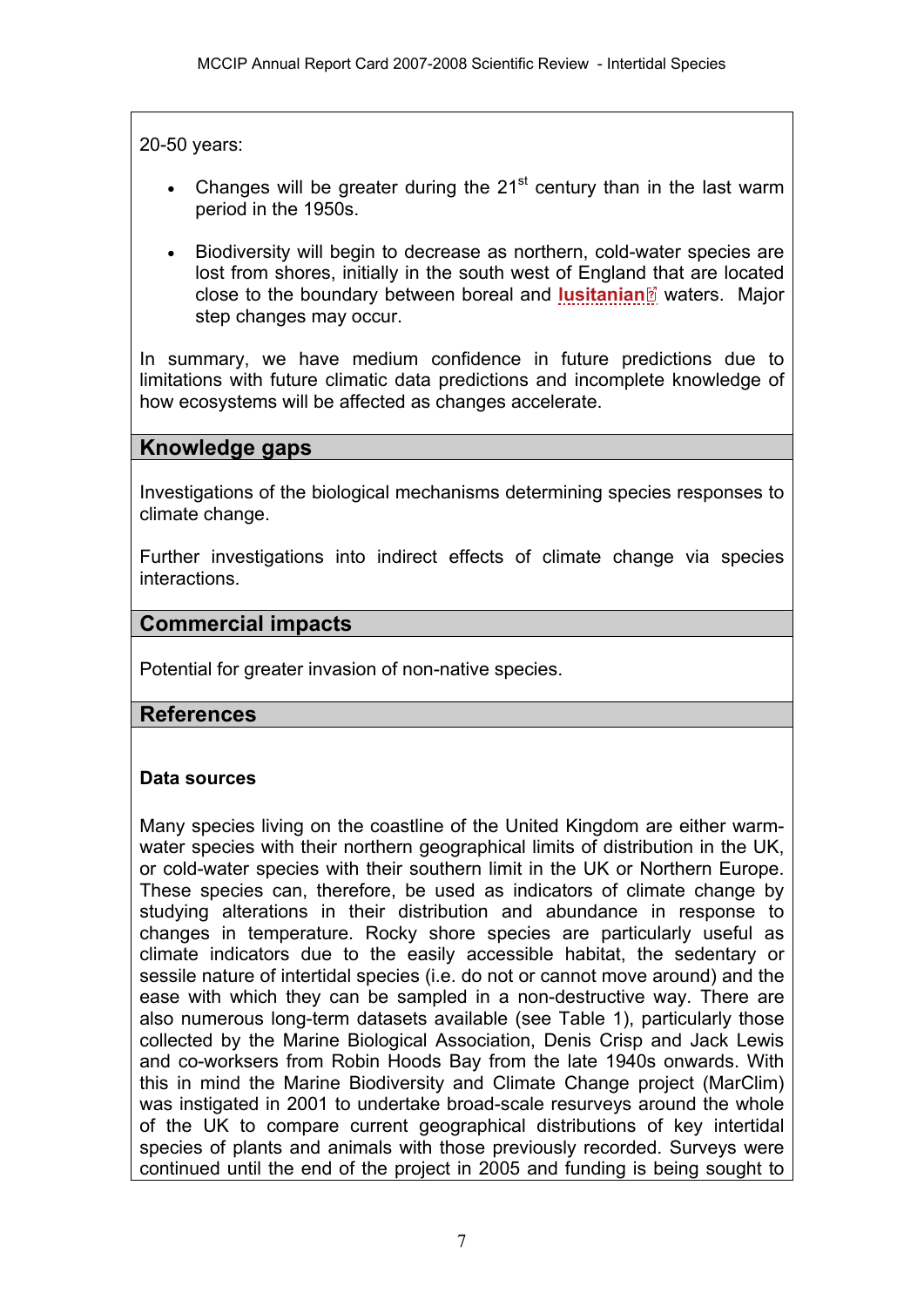20-50 years:

- Changes will be greater during the 21st century than in the last warm period in the 1950s.
- Biodiversity will begin to decrease as northern, cold-water species are lost from shores, initially in the south west of England that are located close to the boundary between boreal and **lusitanian** waters. Major step changes may occur.

In summary, we have medium confidence in future predictions due to limitations with future climatic data predictions and incomplete knowledge of how ecosystems will be affected as changes accelerate.

## Knowledge gaps

Investigations of the biological mechanisms determining species responses to climate change.

Further investigations into indirect effects of climate change via species interactions.

## Commercial impacts

Potential for greater invasion of non-native species.

## References

### Data sources

Many species living on the coastline of the United Kingdom are either warm-water species with their northern geographical limits of distribution in the UK, or cold-water species with their southern limit in the UK or Northern Europe. These species can, therefore, be used as indicators of climate change by studying alterations in their distribution and abundance in response to changes in temperature. Rocky shore species are particularly useful as climate indicators due to the easily accessible habitat, the sedentary or sessile nature of intertidal species (i.e. do not or cannot move around) and the ease with which they can be sampled in a non-destructive way. There are also numerous long-term datasets available (see Table 1), particularly those collected by the Marine Biological Association, Denis Crisp and Jack Lewis and co-worksers from Robin Hoods Bay from the late 1940s onwards. With this in mind the Marine Biodiversity and Climate Change project (MarClim) was instigated in 2001 to undertake broad-scale resurveys around the whole of the UK to compare current geographical distributions of key intertidal species of plants and animals with those previously recorded. Surveys were continued until the end of the project in 2005 and funding is being sought to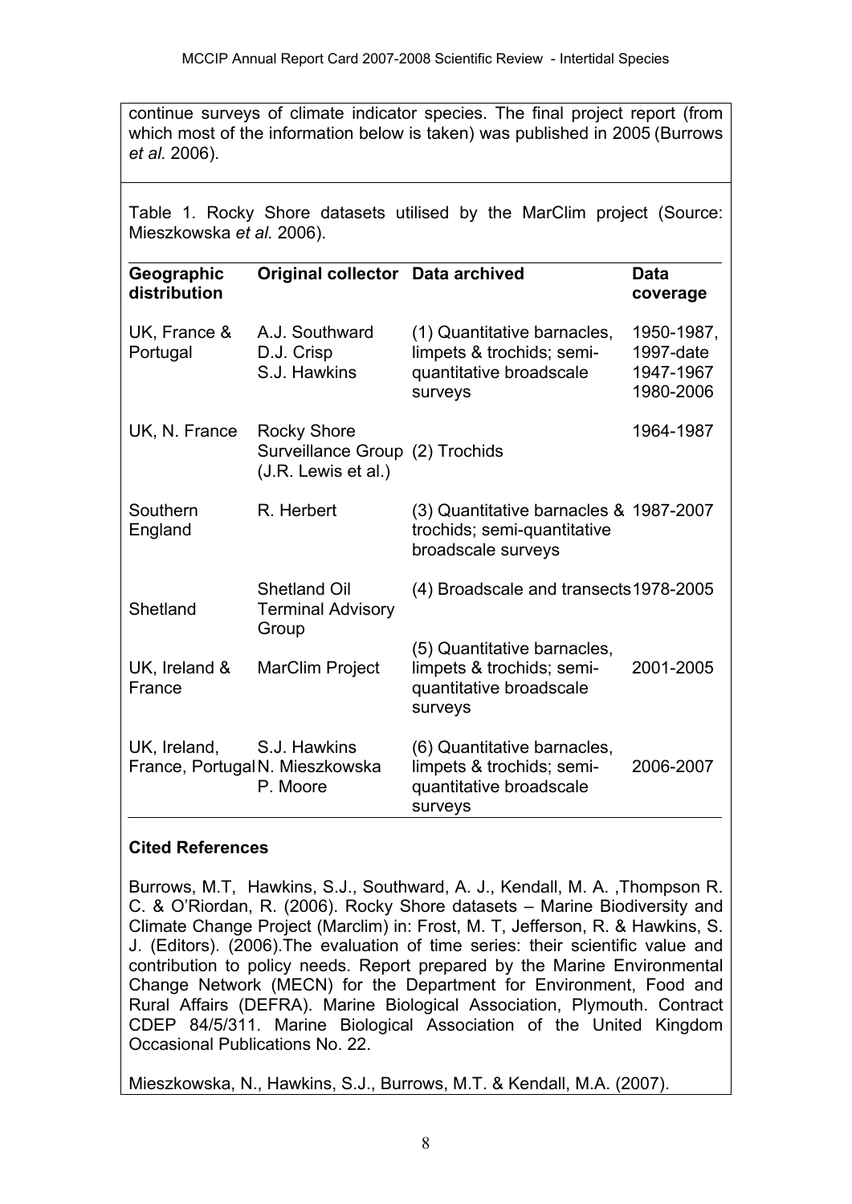continue surveys of climate indicator species. The final project report (from which most of the information below is taken) was published in 2005 (Burrows *et al.* 2006).

Table 1. Rocky Shore datasets utilised by the MarClim project (Source: Mieszkowska *et al.* 2006).

| Geographic distribution | Original collector | Data archived | Data coverage |
|---|---|---|---|
| UK, France & Portugal | A.J. Southward<br>D.J. Crisp<br>S.J. Hawkins | (1) Quantitative barnacles, limpets & trochids; semi-quantitative broadscale surveys | 1950-1987, 1997-date<br>1947-1967<br>1980-2006 |
| UK, N. France | Rocky Shore Surveillance Group (J.R. Lewis et al.) | (2) Trochids | 1964-1987 |
| Southern England | R. Herbert | (3) Quantitative barnacles & trochids; semi-quantitative broadscale surveys | 1987-2007 |
| Shetland | Shetland Oil Terminal Advisory Group | (4) Broadscale and transects | 1978-2005 |
| UK, Ireland & France | MarClim Project | (5) Quantitative barnacles, limpets & trochids; semi-quantitative broadscale surveys | 2001-2005 |
| UK, Ireland, France, Portugal | S.J. Hawkins<br>N. Mieszkowska<br>P. Moore | (6) Quantitative barnacles, limpets & trochids; semi-quantitative broadscale surveys | 2006-2007 |

**Cited References**

Burrows, M.T, Hawkins, S.J., Southward, A. J., Kendall, M. A. ,Thompson R. C. & O'Riordan, R. (2006). Rocky Shore datasets – Marine Biodiversity and Climate Change Project (Marclim) in: Frost, M. T, Jefferson, R. & Hawkins, S. J. (Editors). (2006).The evaluation of time series: their scientific value and contribution to policy needs. Report prepared by the Marine Environmental Change Network (MECN) for the Department for Environment, Food and Rural Affairs (DEFRA). Marine Biological Association, Plymouth. Contract CDEP 84/5/311. Marine Biological Association of the United Kingdom Occasional Publications No. 22.

Mieszkowska, N., Hawkins, S.J., Burrows, M.T. & Kendall, M.A. (2007).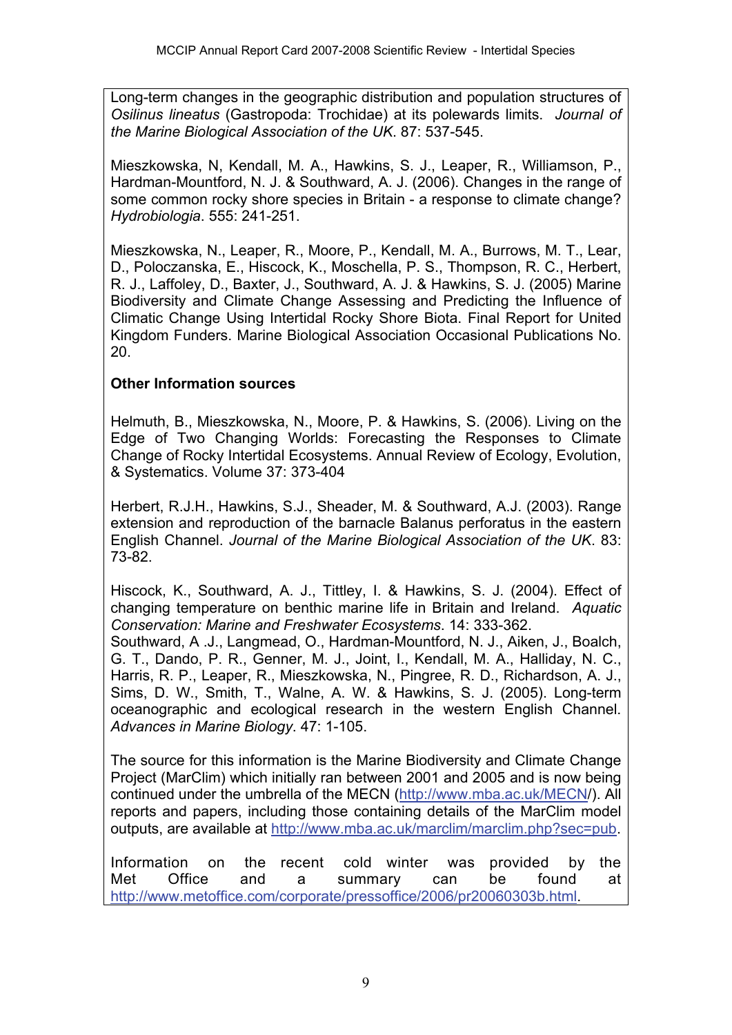Long-term changes in the geographic distribution and population structures of *Osilinus lineatus* (Gastropoda: Trochidae) at its polewards limits. *Journal of the Marine Biological Association of the UK*. 87: 537-545.

Mieszkowska, N, Kendall, M. A., Hawkins, S. J., Leaper, R., Williamson, P., Hardman-Mountford, N. J. & Southward, A. J. (2006). Changes in the range of some common rocky shore species in Britain - a response to climate change? *Hydrobiologia*. 555: 241-251.

Mieszkowska, N., Leaper, R., Moore, P., Kendall, M. A., Burrows, M. T., Lear, D., Poloczanska, E., Hiscock, K., Moschella, P. S., Thompson, R. C., Herbert, R. J., Laffoley, D., Baxter, J., Southward, A. J. & Hawkins, S. J. (2005) Marine Biodiversity and Climate Change Assessing and Predicting the Influence of Climatic Change Using Intertidal Rocky Shore Biota. Final Report for United Kingdom Funders. Marine Biological Association Occasional Publications No. 20.

**Other Information sources**

Helmuth, B., Mieszkowska, N., Moore, P. & Hawkins, S. (2006). Living on the Edge of Two Changing Worlds: Forecasting the Responses to Climate Change of Rocky Intertidal Ecosystems. Annual Review of Ecology, Evolution, & Systematics. Volume 37: 373-404

Herbert, R.J.H., Hawkins, S.J., Sheader, M. & Southward, A.J. (2003). Range extension and reproduction of the barnacle Balanus perforatus in the eastern English Channel. *Journal of the Marine Biological Association of the UK*. 83: 73-82.

Hiscock, K., Southward, A. J., Tittley, I. & Hawkins, S. J. (2004). Effect of changing temperature on benthic marine life in Britain and Ireland. *Aquatic Conservation: Marine and Freshwater Ecosystems*. 14: 333-362.

Southward, A .J., Langmead, O., Hardman-Mountford, N. J., Aiken, J., Boalch, G. T., Dando, P. R., Genner, M. J., Joint, I., Kendall, M. A., Halliday, N. C., Harris, R. P., Leaper, R., Mieszkowska, N., Pingree, R. D., Richardson, A. J., Sims, D. W., Smith, T., Walne, A. W. & Hawkins, S. J. (2005). Long-term oceanographic and ecological research in the western English Channel. *Advances in Marine Biology*. 47: 1-105.

The source for this information is the Marine Biodiversity and Climate Change Project (MarClim) which initially ran between 2001 and 2005 and is now being continued under the umbrella of the MECN (http://www.mba.ac.uk/MECN/). All reports and papers, including those containing details of the MarClim model outputs, are available at http://www.mba.ac.uk/marclim/marclim.php?sec=pub.

Information on the recent cold winter was provided by the Met Office and a summary can be found at http://www.metoffice.com/corporate/pressoffice/2006/pr20060303b.html.